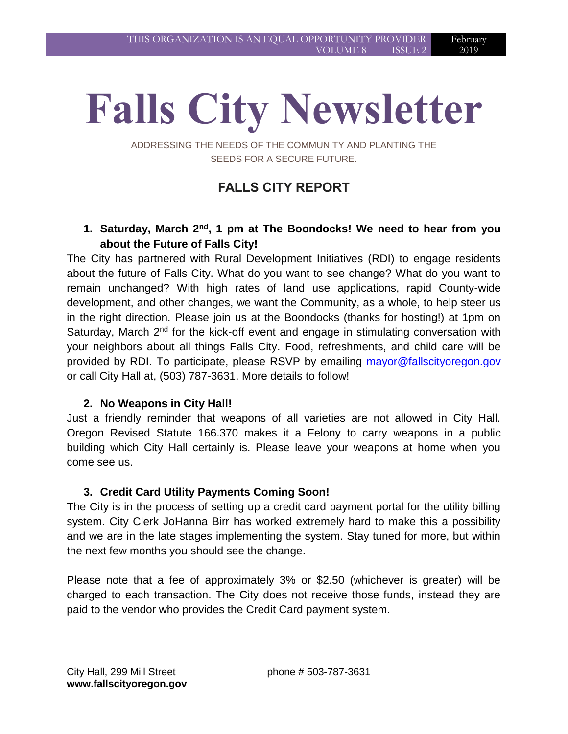# Falls City Newsletter

ADDRESSING THE NEEDS OF THE COMMUNITY AND PLANTING THE SEEDS FOR A SECURE FUTURE.

## FALLS CITY REPORT

### 1. Saturday, March 2nd, 1 pm at The Boondocks! We need to hear from you about the Future of Falls City!

The City has partnered with Rural Development Initiatives (RDI) to engage residents about the future of Falls City. What do you want to see change? What do you want to remain unchanged? With high rates of land use applications, rapid County-wide development, and other changes, we want the Community, as a whole, to help steer us in the right direction. Please join us at the Boondocks (thanks for hosting!) at 1pm on Saturday, March 2nd for the kick-off event and engage in stimulating conversation with your neighbors about all things Falls City. Food, refreshments, and child care will be provided by RDI. To participate, please RSVP by emailing mayor@fallscityoregon.gov or call City Hall at, (503) 787-3631. More details to follow!

### 2. No Weapons in City Hall!

Just a friendly reminder that weapons of all varieties are not allowed in City Hall. Oregon Revised Statute 166.370 makes it a Felony to carry weapons in a public building which City Hall certainly is. Please leave your weapons at home when you come see us.

### 3. Credit Card Utility Payments Coming Soon!

The City is in the process of setting up a credit card payment portal for the utility billing system. City Clerk JoHanna Birr has worked extremely hard to make this a possibility and we are in the late stages implementing the system. Stay tuned for more, but within the next few months you should see the change.

Please note that a fee of approximately 3% or $2.50 (whichever is greater) will be charged to each transaction. The City does not receive those funds, instead they are paid to the vendor who provides the Credit Card payment system.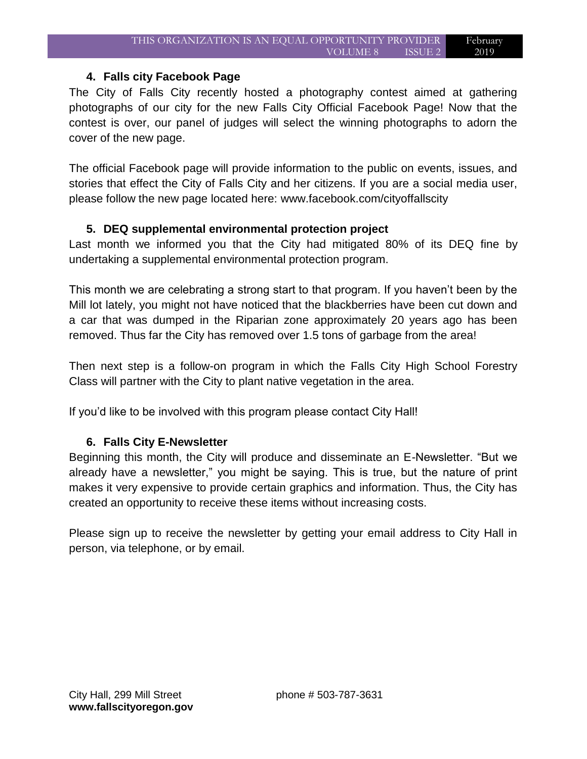## 4. Falls city Facebook Page

The City of Falls City recently hosted a photography contest aimed at gathering photographs of our city for the new Falls City Official Facebook Page! Now that the contest is over, our panel of judges will select the winning photographs to adorn the cover of the new page.

The official Facebook page will provide information to the public on events, issues, and stories that effect the City of Falls City and her citizens. If you are a social media user, please follow the new page located here: www.facebook.com/cityoffallscity

## 5. DEQ supplemental environmental protection project

Last month we informed you that the City had mitigated 80% of its DEQ fine by undertaking a supplemental environmental protection program.

This month we are celebrating a strong start to that program. If you haven't been by the Mill lot lately, you might not have noticed that the blackberries have been cut down and a car that was dumped in the Riparian zone approximately 20 years ago has been removed. Thus far the City has removed over 1.5 tons of garbage from the area!

Then next step is a follow-on program in which the Falls City High School Forestry Class will partner with the City to plant native vegetation in the area.

If you'd like to be involved with this program please contact City Hall!

## 6. Falls City E-Newsletter

Beginning this month, the City will produce and disseminate an E-Newsletter. "But we already have a newsletter," you might be saying. This is true, but the nature of print makes it very expensive to provide certain graphics and information. Thus, the City has created an opportunity to receive these items without increasing costs.

Please sign up to receive the newsletter by getting your email address to City Hall in person, via telephone, or by email.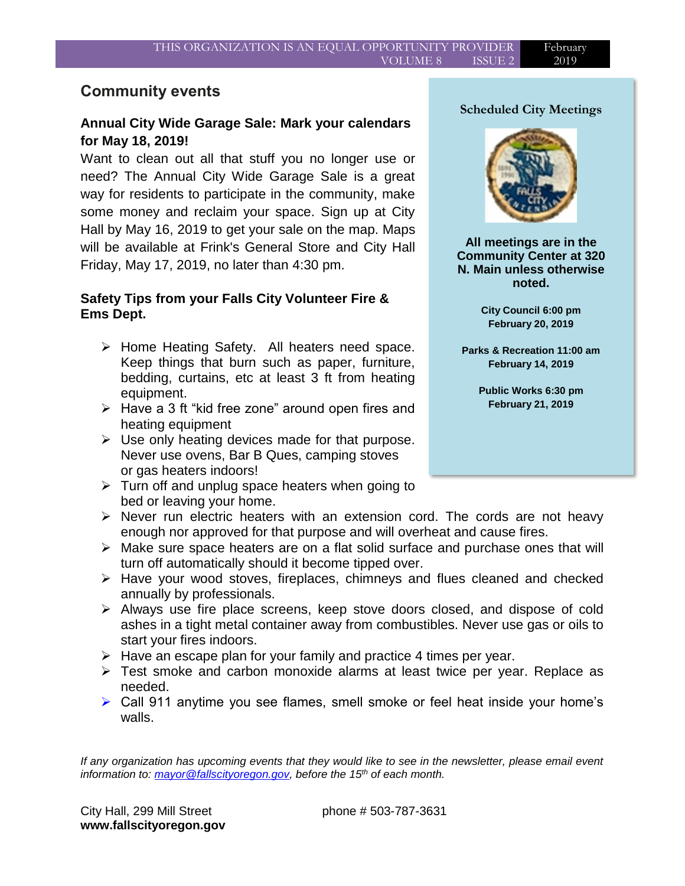## Community events

### Annual City Wide Garage Sale: Mark your calendars for May 18, 2019!

Want to clean out all that stuff you no longer use or need? The Annual City Wide Garage Sale is a great way for residents to participate in the community, make some money and reclaim your space. Sign up at City Hall by May 16, 2019 to get your sale on the map. Maps will be available at Frink's General Store and City Hall Friday, May 17, 2019, no later than 4:30 pm.

### Safety Tips from your Falls City Volunteer Fire & Ems Dept.

- Home Heating Safety. All heaters need space. Keep things that burn such as paper, furniture, bedding, curtains, etc at least 3 ft from heating equipment.
- Have a 3 ft "kid free zone" around open fires and heating equipment
- Use only heating devices made for that purpose. Never use ovens, Bar B Ques, camping stoves or gas heaters indoors!
- Turn off and unplug space heaters when going to bed or leaving your home.
- Never run electric heaters with an extension cord. The cords are not heavy enough nor approved for that purpose and will overheat and cause fires.
- Make sure space heaters are on a flat solid surface and purchase ones that will turn off automatically should it become tipped over.
- Have your wood stoves, fireplaces, chimneys and flues cleaned and checked annually by professionals.
- Always use fire place screens, keep stove doors closed, and dispose of cold ashes in a tight metal container away from combustibles. Never use gas or oils to start your fires indoors.
- Have an escape plan for your family and practice 4 times per year.
- Test smoke and carbon monoxide alarms at least twice per year. Replace as needed.
- Call 911 anytime you see flames, smell smoke or feel heat inside your home's walls.

### Scheduled City Meetings

**All meetings are in the Community Center at 320 N. Main unless otherwise noted.**

**City Council 6:00 pm**
**February 20, 2019**

**Parks & Recreation 11:00 am**
**February 14, 2019**

**Public Works 6:30 pm**
**February 21, 2019**

*If any organization has upcoming events that they would like to see in the newsletter, please email event information to: mayor@fallscityoregon.gov, before the 15th of each month.*

City Hall, 299 Mill Street
**www.fallscityoregon.gov**

phone # 503-787-3631